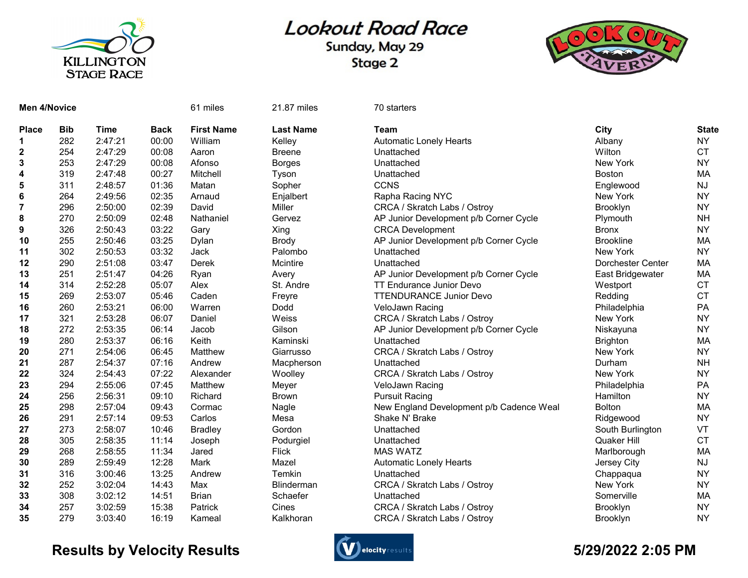KILLINGTON STAGE RACE

# Lookout Road Race

## Sunday, May 29

## Stage 2

LOOK OUT TAVERN

**Men 4/Novice** 61 miles 21.87 miles 70 starters

| Place | Bib | Time | Back | First Name | Last Name | Team | City | State |
|---|---|---|---|---|---|---|---|---|
| **1** | 282 | 2:47:21 | 00:00 | William | Kelley | Automatic Lonely Hearts | Albany | NY |
| **2** | 254 | 2:47:29 | 00:08 | Aaron | Breene | Unattached | Wilton | CT |
| **3** | 253 | 2:47:29 | 00:08 | Afonso | Borges | Unattached | New York | NY |
| **4** | 319 | 2:47:48 | 00:27 | Mitchell | Tyson | Unattached | Boston | MA |
| **5** | 311 | 2:48:57 | 01:36 | Matan | Sopher | CCNS | Englewood | NJ |
| **6** | 264 | 2:49:56 | 02:35 | Arnaud | Enjalbert | Rapha Racing NYC | New York | NY |
| **7** | 296 | 2:50:00 | 02:39 | David | Miller | CRCA / Skratch Labs / Ostroy | Brooklyn | NY |
| **8** | 270 | 2:50:09 | 02:48 | Nathaniel | Gervez | AP Junior Development p/b Corner Cycle | Plymouth | NH |
| **9** | 326 | 2:50:43 | 03:22 | Gary | Xing | CRCA Development | Bronx | NY |
| **10** | 255 | 2:50:46 | 03:25 | Dylan | Brody | AP Junior Development p/b Corner Cycle | Brookline | MA |
| **11** | 302 | 2:50:53 | 03:32 | Jack | Palombo | Unattached | New York | NY |
| **12** | 290 | 2:51:08 | 03:47 | Derek | Mcintire | Unattached | Dorchester Center | MA |
| **13** | 251 | 2:51:47 | 04:26 | Ryan | Avery | AP Junior Development p/b Corner Cycle | East Bridgewater | MA |
| **14** | 314 | 2:52:28 | 05:07 | Alex | St. Andre | TT Endurance Junior Devo | Westport | CT |
| **15** | 269 | 2:53:07 | 05:46 | Caden | Freyre | TTENDURANCE Junior Devo | Redding | CT |
| **16** | 260 | 2:53:21 | 06:00 | Warren | Dodd | VeloJawn Racing | Philadelphia | PA |
| **17** | 321 | 2:53:28 | 06:07 | Daniel | Weiss | CRCA / Skratch Labs / Ostroy | New York | NY |
| **18** | 272 | 2:53:35 | 06:14 | Jacob | Gilson | AP Junior Development p/b Corner Cycle | Niskayuna | NY |
| **19** | 280 | 2:53:37 | 06:16 | Keith | Kaminski | Unattached | Brighton | MA |
| **20** | 271 | 2:54:06 | 06:45 | Matthew | Giarrusso | CRCA / Skratch Labs / Ostroy | New York | NY |
| **21** | 287 | 2:54:37 | 07:16 | Andrew | Macpherson | Unattached | Durham | NH |
| **22** | 324 | 2:54:43 | 07:22 | Alexander | Woolley | CRCA / Skratch Labs / Ostroy | New York | NY |
| **23** | 294 | 2:55:06 | 07:45 | Matthew | Meyer | VeloJawn Racing | Philadelphia | PA |
| **24** | 256 | 2:56:31 | 09:10 | Richard | Brown | Pursuit Racing | Hamilton | NY |
| **25** | 298 | 2:57:04 | 09:43 | Cormac | Nagle | New England Development p/b Cadence Weal | Bolton | MA |
| **26** | 291 | 2:57:14 | 09:53 | Carlos | Mesa | Shake N' Brake | Ridgewood | NY |
| **27** | 273 | 2:58:07 | 10:46 | Bradley | Gordon | Unattached | South Burlington | VT |
| **28** | 305 | 2:58:35 | 11:14 | Joseph | Podurgiel | Unattached | Quaker Hill | CT |
| **29** | 268 | 2:58:55 | 11:34 | Jared | Flick | MAS WATZ | Marlborough | MA |
| **30** | 289 | 2:59:49 | 12:28 | Mark | Mazel | Automatic Lonely Hearts | Jersey City | NJ |
| **31** | 316 | 3:00:46 | 13:25 | Andrew | Temkin | Unattached | Chappaqua | NY |
| **32** | 252 | 3:02:04 | 14:43 | Max | Blinderman | CRCA / Skratch Labs / Ostroy | New York | NY |
| **33** | 308 | 3:02:12 | 14:51 | Brian | Schaefer | Unattached | Somerville | MA |
| **34** | 257 | 3:02:59 | 15:38 | Patrick | Cines | CRCA / Skratch Labs / Ostroy | Brooklyn | NY |
| **35** | 279 | 3:03:40 | 16:19 | Kameal | Kalkhoran | CRCA / Skratch Labs / Ostroy | Brooklyn | NY |

**Results by Velocity Results** **5/29/2022 2:05 PM**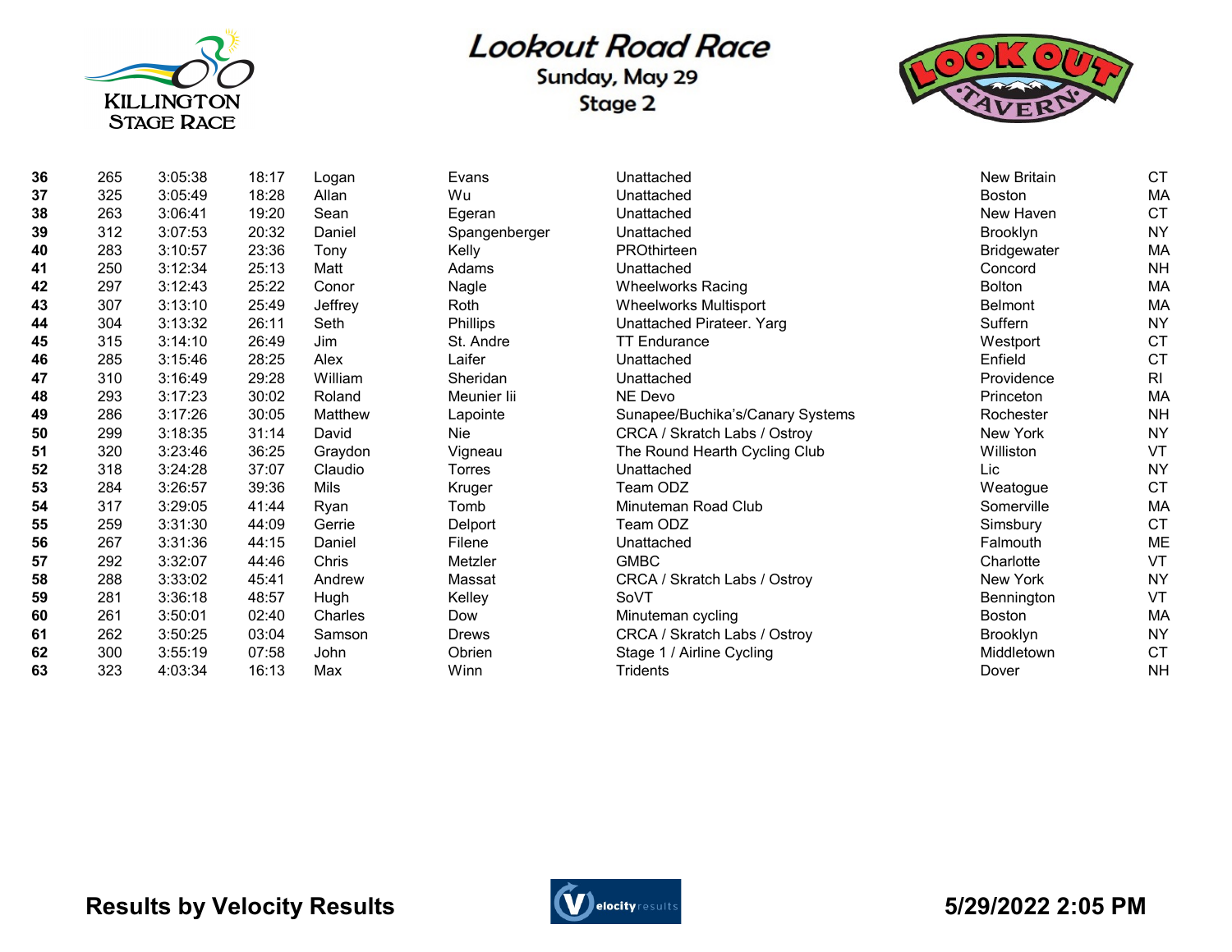# Lookout Road Race

Sunday, May 29

Stage 2

| | | | | | | | | |
|---|---|---|---|---|---|---|---|---|
| **36** | 265 | 3:05:38 | 18:17 | Logan | Evans | Unattached | New Britain | CT |
| **37** | 325 | 3:05:49 | 18:28 | Allan | Wu | Unattached | Boston | MA |
| **38** | 263 | 3:06:41 | 19:20 | Sean | Egeran | Unattached | New Haven | CT |
| **39** | 312 | 3:07:53 | 20:32 | Daniel | Spangenberger | Unattached | Brooklyn | NY |
| **40** | 283 | 3:10:57 | 23:36 | Tony | Kelly | PROthirteen | Bridgewater | MA |
| **41** | 250 | 3:12:34 | 25:13 | Matt | Adams | Unattached | Concord | NH |
| **42** | 297 | 3:12:43 | 25:22 | Conor | Nagle | Wheelworks Racing | Bolton | MA |
| **43** | 307 | 3:13:10 | 25:49 | Jeffrey | Roth | Wheelworks Multisport | Belmont | MA |
| **44** | 304 | 3:13:32 | 26:11 | Seth | Phillips | Unattached Pirateer. Yarg | Suffern | NY |
| **45** | 315 | 3:14:10 | 26:49 | Jim | St. Andre | TT Endurance | Westport | CT |
| **46** | 285 | 3:15:46 | 28:25 | Alex | Laifer | Unattached | Enfield | CT |
| **47** | 310 | 3:16:49 | 29:28 | William | Sheridan | Unattached | Providence | RI |
| **48** | 293 | 3:17:23 | 30:02 | Roland | Meunier Iii | NE Devo | Princeton | MA |
| **49** | 286 | 3:17:26 | 30:05 | Matthew | Lapointe | Sunapee/Buchika's/Canary Systems | Rochester | NH |
| **50** | 299 | 3:18:35 | 31:14 | David | Nie | CRCA / Skratch Labs / Ostroy | New York | NY |
| **51** | 320 | 3:23:46 | 36:25 | Graydon | Vigneau | The Round Hearth Cycling Club | Williston | VT |
| **52** | 318 | 3:24:28 | 37:07 | Claudio | Torres | Unattached | Lic | NY |
| **53** | 284 | 3:26:57 | 39:36 | Mils | Kruger | Team ODZ | Weatogue | CT |
| **54** | 317 | 3:29:05 | 41:44 | Ryan | Tomb | Minuteman Road Club | Somerville | MA |
| **55** | 259 | 3:31:30 | 44:09 | Gerrie | Delport | Team ODZ | Simsbury | CT |
| **56** | 267 | 3:31:36 | 44:15 | Daniel | Filene | Unattached | Falmouth | ME |
| **57** | 292 | 3:32:07 | 44:46 | Chris | Metzler | GMBC | Charlotte | VT |
| **58** | 288 | 3:33:02 | 45:41 | Andrew | Massat | CRCA / Skratch Labs / Ostroy | New York | NY |
| **59** | 281 | 3:36:18 | 48:57 | Hugh | Kelley | SoVT | Bennington | VT |
| **60** | 261 | 3:50:01 | 02:40 | Charles | Dow | Minuteman cycling | Boston | MA |
| **61** | 262 | 3:50:25 | 03:04 | Samson | Drews | CRCA / Skratch Labs / Ostroy | Brooklyn | NY |
| **62** | 300 | 3:55:19 | 07:58 | John | Obrien | Stage 1 / Airline Cycling | Middletown | CT |
| **63** | 323 | 4:03:34 | 16:13 | Max | Winn | Tridents | Dover | NH |

**Results by Velocity Results**

**5/29/2022 2:05 PM**